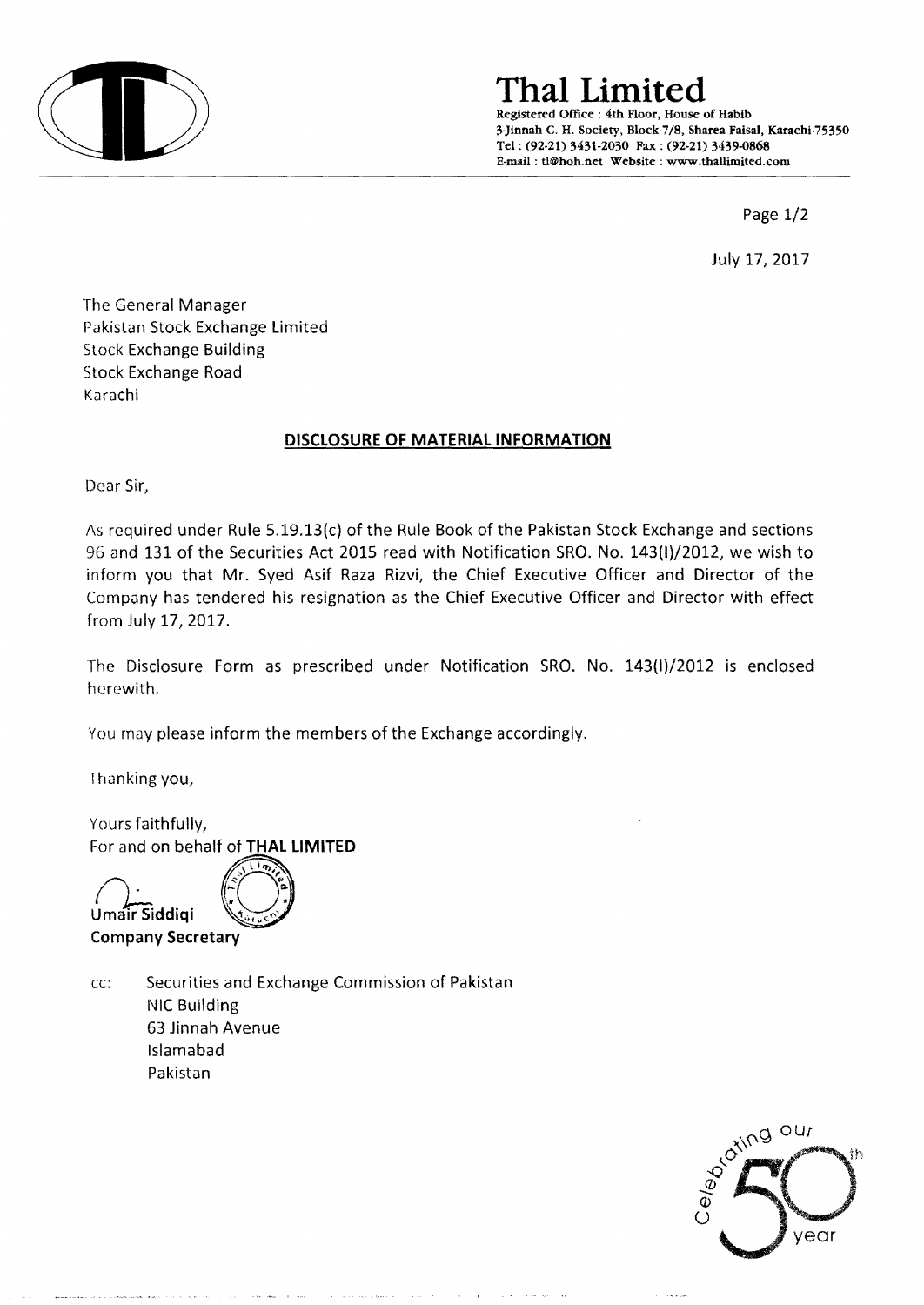# Thal Limited

Registered Office : 4th Floor, House of Habib
3-Jinnah C. H. Society, Block-7/8, Sharea Faisal, Karachi-75350
Tel : (92-21) 3431-2030 Fax : (92-21) 3439-0868
E-mail : tl@hoh.net Website : www.thallimited.com

July 17, 2017

The General Manager
Pakistan Stock Exchange Limited
Stock Exchange Building
Stock Exchange Road
Karachi

**DISCLOSURE OF MATERIAL INFORMATION**

Dear Sir,

As required under Rule 5.19.13(c) of the Rule Book of the Pakistan Stock Exchange and sections 96 and 131 of the Securities Act 2015 read with Notification SRO. No. 143(I)/2012, we wish to inform you that Mr. Syed Asif Raza Rizvi, the Chief Executive Officer and Director of the Company has tendered his resignation as the Chief Executive Officer and Director with effect from July 17, 2017.

The Disclosure Form as prescribed under Notification SRO. No. 143(I)/2012 is enclosed herewith.

You may please inform the members of the Exchange accordingly.

Thanking you,

Yours faithfully,
For and on behalf of **THAL LIMITED**

**Umair Siddiqi**
**Company Secretary**

cc: Securities and Exchange Commission of Pakistan
NIC Building
63 Jinnah Avenue
Islamabad
Pakistan

Celebrating our 50th year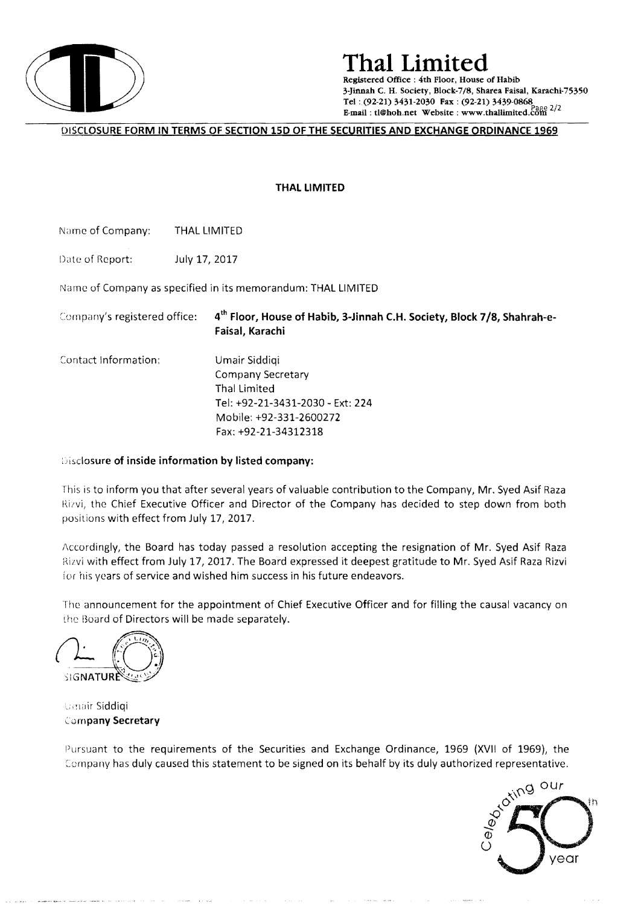# Thal Limited

Registered Office : 4th Floor, House of Habib
3-Jinnah C. H. Society, Block-7/8, Sharea Faisal, Karachi-75350
Tel : (92-21) 3431-2030 Fax : (92-21) 3439-0868
E-mail : tl@hoh.net Website : www.thallimited.com

## DISCLOSURE FORM IN TERMS OF SECTION 15D OF THE SECURITIES AND EXCHANGE ORDINANCE 1969

### THAL LIMITED

Name of Company: THAL LIMITED

Date of Report: July 17, 2017

Name of Company as specified in its memorandum: THAL LIMITED

Company's registered office: **4th Floor, House of Habib, 3-Jinnah C.H. Society, Block 7/8, Shahrah-e-Faisal, Karachi**

Contact Information:
Umair Siddiqi
Company Secretary
Thal Limited
Tel: +92-21-3431-2030 - Ext: 224
Mobile: +92-331-2600272
Fax: +92-21-34312318

**Disclosure of inside information by listed company:**

This is to inform you that after several years of valuable contribution to the Company, Mr. Syed Asif Raza Rizvi, the Chief Executive Officer and Director of the Company has decided to step down from both positions with effect from July 17, 2017.

Accordingly, the Board has today passed a resolution accepting the resignation of Mr. Syed Asif Raza Rizvi with effect from July 17, 2017. The Board expressed it deepest gratitude to Mr. Syed Asif Raza Rizvi for his years of service and wished him success in his future endeavors.

The announcement for the appointment of Chief Executive Officer and for filling the causal vacancy on the Board of Directors will be made separately.

SIGNATURE

Umair Siddiqi
**Company Secretary**

Pursuant to the requirements of the Securities and Exchange Ordinance, 1969 (XVII of 1969), the Company has duly caused this statement to be signed on its behalf by its duly authorized representative.

Celebrating our 50th year